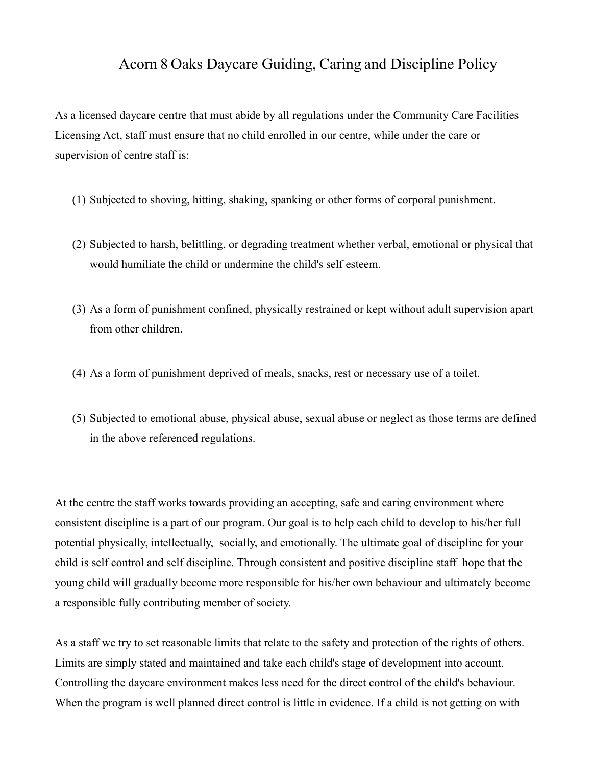# Acorn 8 Oaks Daycare Guiding, Caring and Discipline Policy

As a licensed daycare centre that must abide by all regulations under the Community Care Facilities Licensing Act, staff must ensure that no child enrolled in our centre, while under the care or supervision of centre staff is:

(1) Subjected to shoving, hitting, shaking, spanking or other forms of corporal punishment.

(2) Subjected to harsh, belittling, or degrading treatment whether verbal, emotional or physical that would humiliate the child or undermine the child's self esteem.

(3) As a form of punishment confined, physically restrained or kept without adult supervision apart from other children.

(4) As a form of punishment deprived of meals, snacks, rest or necessary use of a toilet.

(5) Subjected to emotional abuse, physical abuse, sexual abuse or neglect as those terms are defined in the above referenced regulations.

At the centre the staff works towards providing an accepting, safe and caring environment where consistent discipline is a part of our program. Our goal is to help each child to develop to his/her full potential physically, intellectually, socially, and emotionally. The ultimate goal of discipline for your child is self control and self discipline. Through consistent and positive discipline staff hope that the young child will gradually become more responsible for his/her own behaviour and ultimately become a responsible fully contributing member of society.

As a staff we try to set reasonable limits that relate to the safety and protection of the rights of others. Limits are simply stated and maintained and take each child's stage of development into account. Controlling the daycare environment makes less need for the direct control of the child's behaviour. When the program is well planned direct control is little in evidence. If a child is not getting on with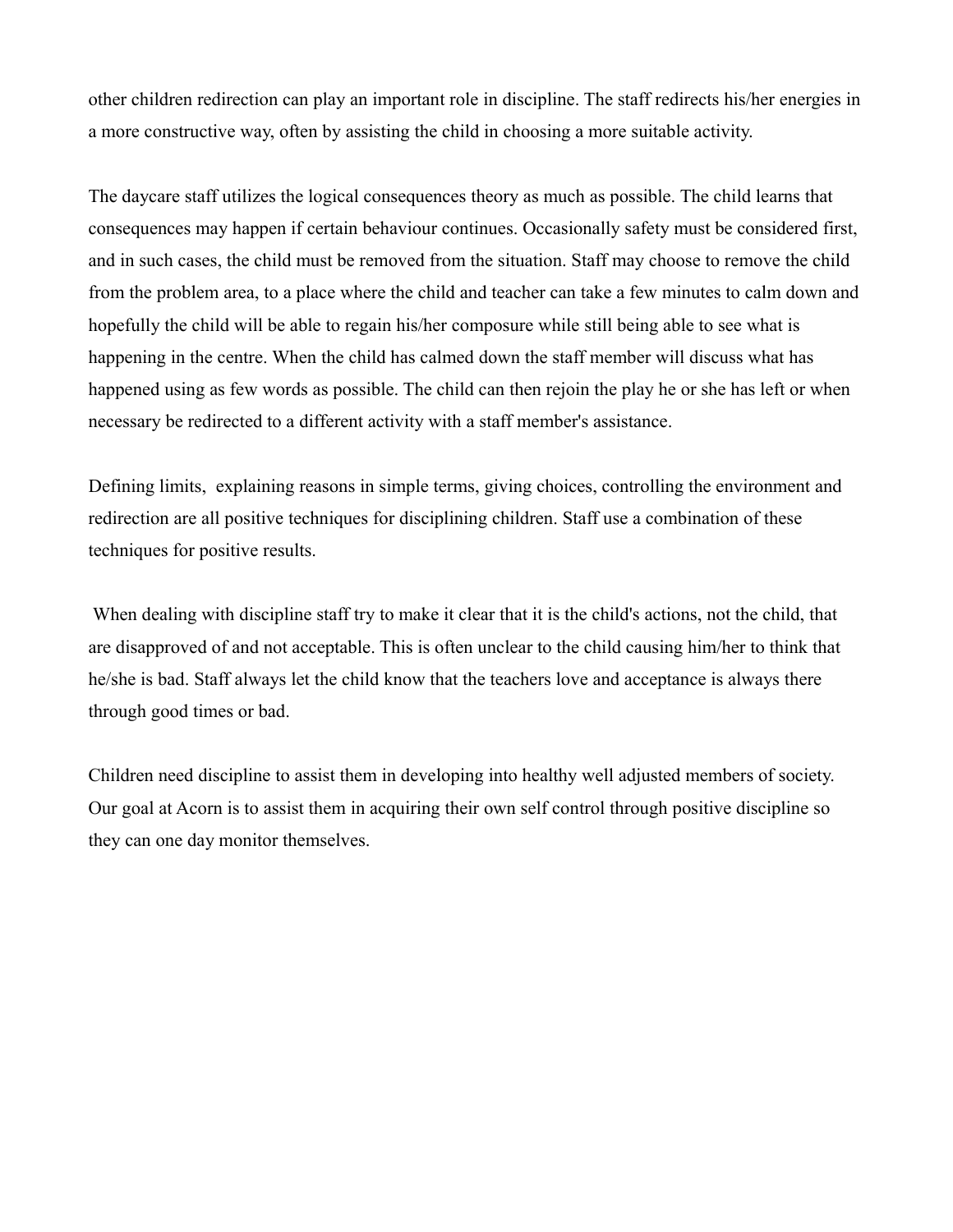other children redirection can play an important role in discipline. The staff redirects his/her energies in a more constructive way, often by assisting the child in choosing a more suitable activity.

The daycare staff utilizes the logical consequences theory as much as possible. The child learns that consequences may happen if certain behaviour continues. Occasionally safety must be considered first, and in such cases, the child must be removed from the situation. Staff may choose to remove the child from the problem area, to a place where the child and teacher can take a few minutes to calm down and hopefully the child will be able to regain his/her composure while still being able to see what is happening in the centre. When the child has calmed down the staff member will discuss what has happened using as few words as possible. The child can then rejoin the play he or she has left or when necessary be redirected to a different activity with a staff member's assistance.

Defining limits, explaining reasons in simple terms, giving choices, controlling the environment and redirection are all positive techniques for disciplining children. Staff use a combination of these techniques for positive results.

When dealing with discipline staff try to make it clear that it is the child's actions, not the child, that are disapproved of and not acceptable. This is often unclear to the child causing him/her to think that he/she is bad. Staff always let the child know that the teachers love and acceptance is always there through good times or bad.

Children need discipline to assist them in developing into healthy well adjusted members of society. Our goal at Acorn is to assist them in acquiring their own self control through positive discipline so they can one day monitor themselves.